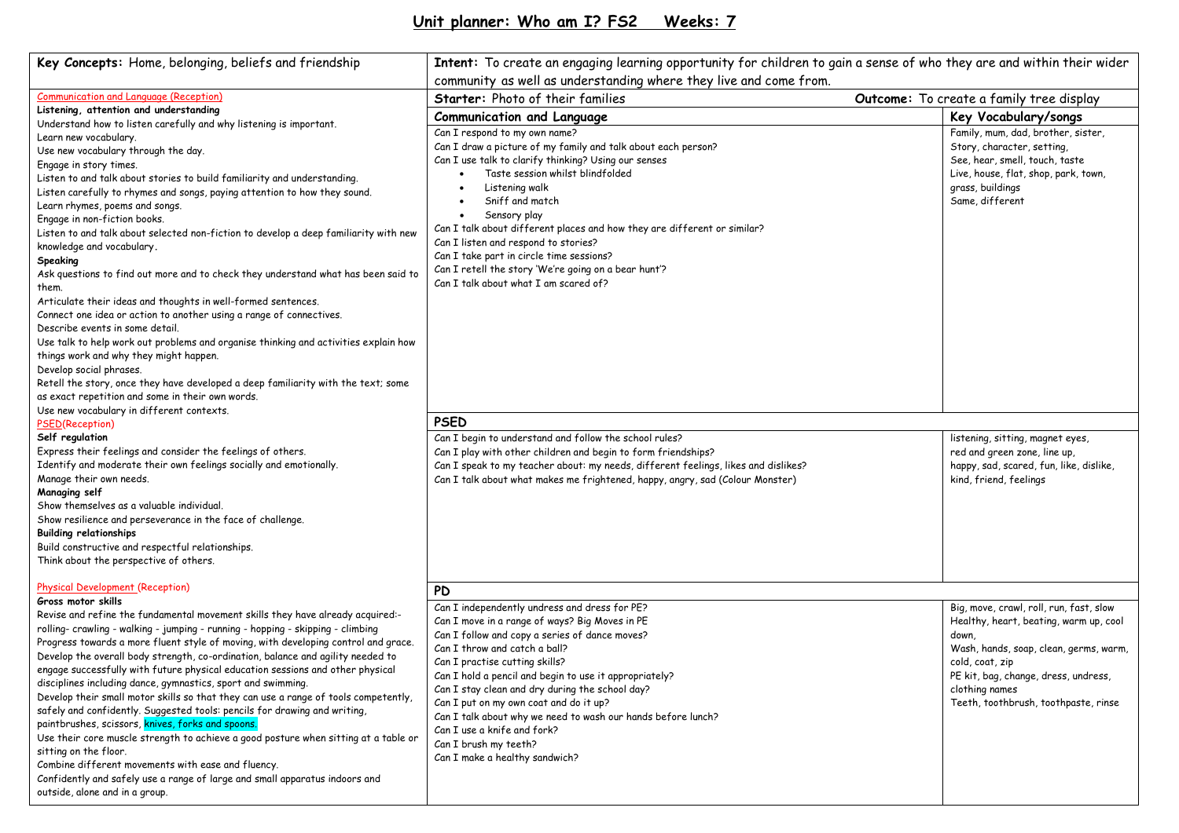# Unit planner: Who am I? FS2 Weeks: 7

| **Key Concepts:** Home, belonging, beliefs and friendship | **Intent:** To create an engaging learning opportunity for children to gain a sense of who they are and within their wider community as well as understanding where they live and come from. | |
|---|---|---|
| | **Starter:** Photo of their families | **Outcome:** To create a family tree display |
| **Communication and Language (Reception)**<br>**Listening, attention and understanding**<br>Understand how to listen carefully and why listening is important.<br>Learn new vocabulary.<br>Use new vocabulary through the day.<br>Engage in story times.<br>Listen to and talk about stories to build familiarity and understanding.<br>Listen carefully to rhymes and songs, paying attention to how they sound.<br>Learn rhymes, poems and songs.<br>Engage in non-fiction books.<br>Listen to and talk about selected non-fiction to develop a deep familiarity with new knowledge and vocabulary.<br>**Speaking**<br>Ask questions to find out more and to check they understand what has been said to them.<br>Articulate their ideas and thoughts in well-formed sentences.<br>Connect one idea or action to another using a range of connectives.<br>Describe events in some detail.<br>Use talk to help work out problems and organise thinking and activities explain how things work and why they might happen.<br>Develop social phrases.<br>Retell the story, once they have developed a deep familiarity with the text; some as exact repetition and some in their own words.<br>Use new vocabulary in different contexts. | **Communication and Language**<br>Can I respond to my own name?<br>Can I draw a picture of my family and talk about each person?<br>Can I use talk to clarify thinking? Using our senses<br>• Taste session whilst blindfolded<br>• Listening walk<br>• Sniff and match<br>• Sensory play<br>Can I talk about different places and how they are different or similar?<br>Can I listen and respond to stories?<br>Can I take part in circle time sessions?<br>Can I retell the story 'We're going on a bear hunt'?<br>Can I talk about what I am scared of? | **Key Vocabulary/songs**<br>Family, mum, dad, brother, sister,<br>Story, character, setting,<br>See, hear, smell, touch, taste<br>Live, house, flat, shop, park, town, grass, buildings<br>Same, different |
| **PSED(Reception)**<br>**Self regulation**<br>Express their feelings and consider the feelings of others.<br>Identify and moderate their own feelings socially and emotionally.<br>Manage their own needs.<br>**Managing self**<br>Show themselves as a valuable individual.<br>Show resilience and perseverance in the face of challenge.<br>**Building relationships**<br>Build constructive and respectful relationships.<br>Think about the perspective of others. | **PSED**<br>Can I begin to understand and follow the school rules?<br>Can I play with other children and begin to form friendships?<br>Can I speak to my teacher about: my needs, different feelings, likes and dislikes?<br>Can I talk about what makes me frightened, happy, angry, sad (Colour Monster) | listening, sitting, magnet eyes,<br>red and green zone, line up,<br>happy, sad, scared, fun, like, dislike,<br>kind, friend, feelings |
| **Physical Development (Reception)**<br>**Gross motor skills**<br>Revise and refine the fundamental movement skills they have already acquired:- rolling- crawling - walking - jumping - running - hopping - skipping - climbing<br>Progress towards a more fluent style of moving, with developing control and grace.<br>Develop the overall body strength, co-ordination, balance and agility needed to engage successfully with future physical education sessions and other physical disciplines including dance, gymnastics, sport and swimming.<br>Develop their small motor skills so that they can use a range of tools competently, safely and confidently. Suggested tools: pencils for drawing and writing, paintbrushes, scissors, knives, forks and spoons.<br>Use their core muscle strength to achieve a good posture when sitting at a table or sitting on the floor.<br>Combine different movements with ease and fluency.<br>Confidently and safely use a range of large and small apparatus indoors and outside, alone and in a group. | **PD**<br>Can I independently undress and dress for PE?<br>Can I move in a range of ways? Big Moves in PE<br>Can I follow and copy a series of dance moves?<br>Can I throw and catch a ball?<br>Can I practise cutting skills?<br>Can I hold a pencil and begin to use it appropriately?<br>Can I stay clean and dry during the school day?<br>Can I put on my own coat and do it up?<br>Can I talk about why we need to wash our hands before lunch?<br>Can I use a knife and fork?<br>Can I brush my teeth?<br>Can I make a healthy sandwich? | Big, move, crawl, roll, run, fast, slow<br>Healthy, heart, beating, warm up, cool down,<br>Wash, hands, soap, clean, germs, warm, cold, coat, zip<br>PE kit, bag, change, dress, undress, clothing names<br>Teeth, toothbrush, toothpaste, rinse |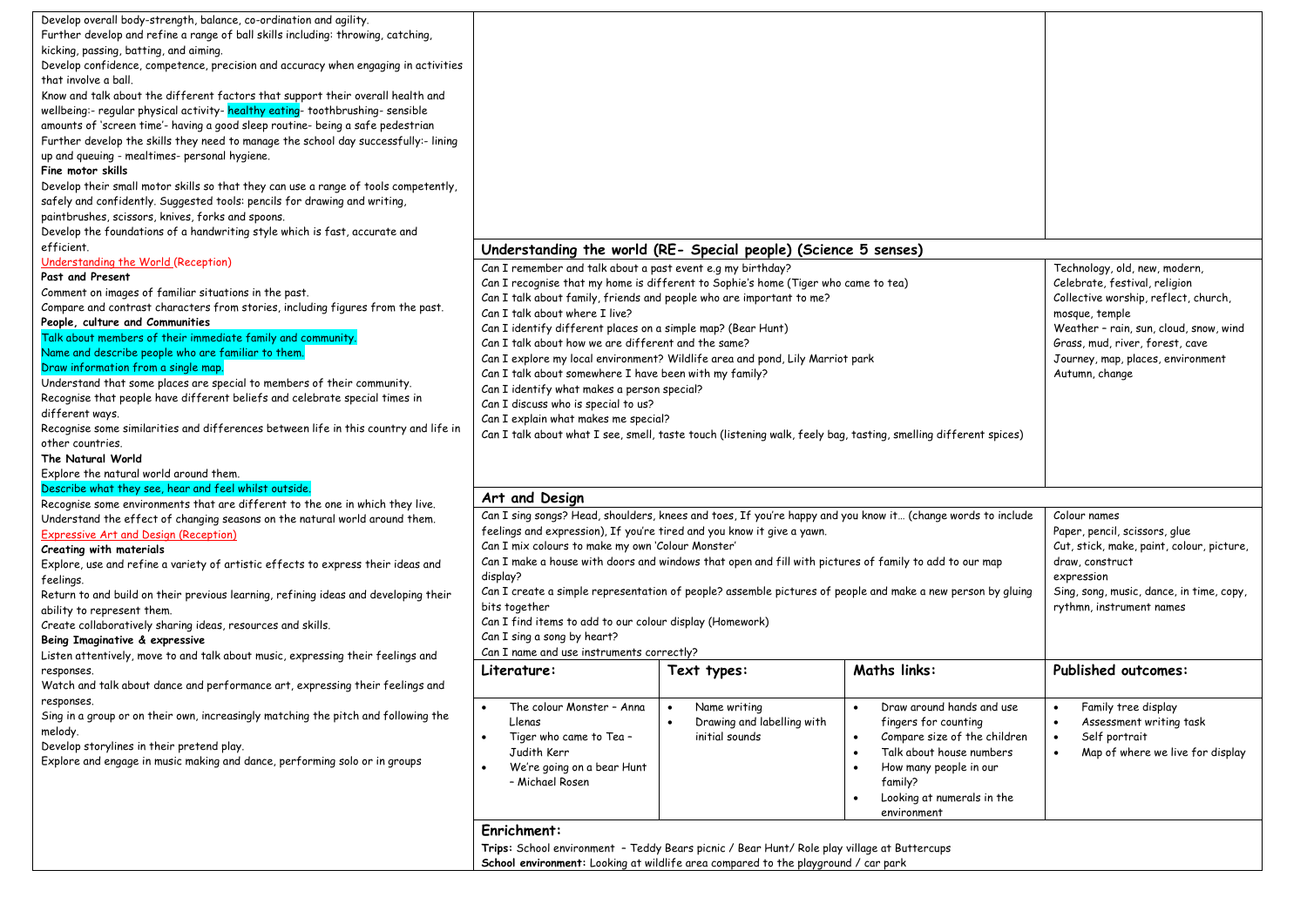Develop overall body-strength, balance, co-ordination and agility.
Further develop and refine a range of ball skills including: throwing, catching, kicking, passing, batting, and aiming.
Develop confidence, competence, precision and accuracy when engaging in activities that involve a ball.
Know and talk about the different factors that support their overall health and wellbeing:- regular physical activity- healthy eating- toothbrushing- sensible amounts of 'screen time'- having a good sleep routine- being a safe pedestrian
Further develop the skills they need to manage the school day successfully:- lining up and queuing - mealtimes- personal hygiene.

**Fine motor skills**

Develop their small motor skills so that they can use a range of tools competently, safely and confidently. Suggested tools: pencils for drawing and writing, paintbrushes, scissors, knives, forks and spoons.
Develop the foundations of a handwriting style which is fast, accurate and efficient.

Understanding the World (Reception)

**Past and Present**

Comment on images of familiar situations in the past.
Compare and contrast characters from stories, including figures from the past.

**People, culture and Communities**

Talk about members of their immediate family and community.
Name and describe people who are familiar to them.
Draw information from a single map.
Understand that some places are special to members of their community.
Recognise that people have different beliefs and celebrate special times in different ways.
Recognise some similarities and differences between life in this country and life in other countries.

**The Natural World**

Explore the natural world around them.
Describe what they see, hear and feel whilst outside.
Recognise some environments that are different to the one in which they live.
Understand the effect of changing seasons on the natural world around them.

Expressive Art and Design (Reception)

**Creating with materials**

Explore, use and refine a variety of artistic effects to express their ideas and feelings.
Return to and build on their previous learning, refining ideas and developing their ability to represent them.
Create collaboratively sharing ideas, resources and skills.

**Being Imaginative & expressive**

Listen attentively, move to and talk about music, expressing their feelings and responses.
Watch and talk about dance and performance art, expressing their feelings and responses.
Sing in a group or on their own, increasingly matching the pitch and following the melody.
Develop storylines in their pretend play.
Explore and engage in music making and dance, performing solo or in groups

## Understanding the world (RE- Special people) (Science 5 senses)

Can I remember and talk about a past event e.g my birthday?
Can I recognise that my home is different to Sophie's home (Tiger who came to tea)
Can I talk about family, friends and people who are important to me?
Can I talk about where I live?
Can I identify different places on a simple map? (Bear Hunt)
Can I talk about how we are different and the same?
Can I explore my local environment? Wildlife area and pond, Lily Marriot park
Can I talk about somewhere I have been with my family?
Can I identify what makes a person special?
Can I discuss who is special to us?
Can I explain what makes me special?
Can I talk about what I see, smell, taste touch (listening walk, feely bag, tasting, smelling different spices)

Technology, old, new, modern, Celebrate, festival, religion
Collective worship, reflect, church, mosque, temple
Weather – rain, sun, cloud, snow, wind
Grass, mud, river, forest, cave
Journey, map, places, environment
Autumn, change

## Art and Design

Can I sing songs? Head, shoulders, knees and toes, If you're happy and you know it… (change words to include feelings and expression), If you're tired and you know it give a yawn.
Can I mix colours to make my own 'Colour Monster'
Can I make a house with doors and windows that open and fill with pictures of family to add to our map display?
Can I create a simple representation of people? assemble pictures of people and make a new person by gluing bits together
Can I find items to add to our colour display (Homework)
Can I sing a song by heart?
Can I name and use instruments correctly?

Colour names
Paper, pencil, scissors, glue
Cut, stick, make, paint, colour, picture, draw, construct
expression
Sing, song, music, dance, in time, copy, rythmn, instrument names

| Literature: | Text types: | Maths links: | Published outcomes: |
|---|---|---|---|
| • The colour Monster – Anna Llenas<br>• Tiger who came to Tea – Judith Kerr<br>• We're going on a bear Hunt – Michael Rosen | • Name writing<br>• Drawing and labelling with initial sounds | • Draw around hands and use fingers for counting<br>• Compare size of the children<br>• Talk about house numbers<br>• How many people in our family?<br>• Looking at numerals in the environment | • Family tree display<br>• Assessment writing task<br>• Self portrait<br>• Map of where we live for display |

## Enrichment:

**Trips:** School environment – Teddy Bears picnic / Bear Hunt/ Role play village at Buttercups
**School environment:** Looking at wildlife area compared to the playground / car park